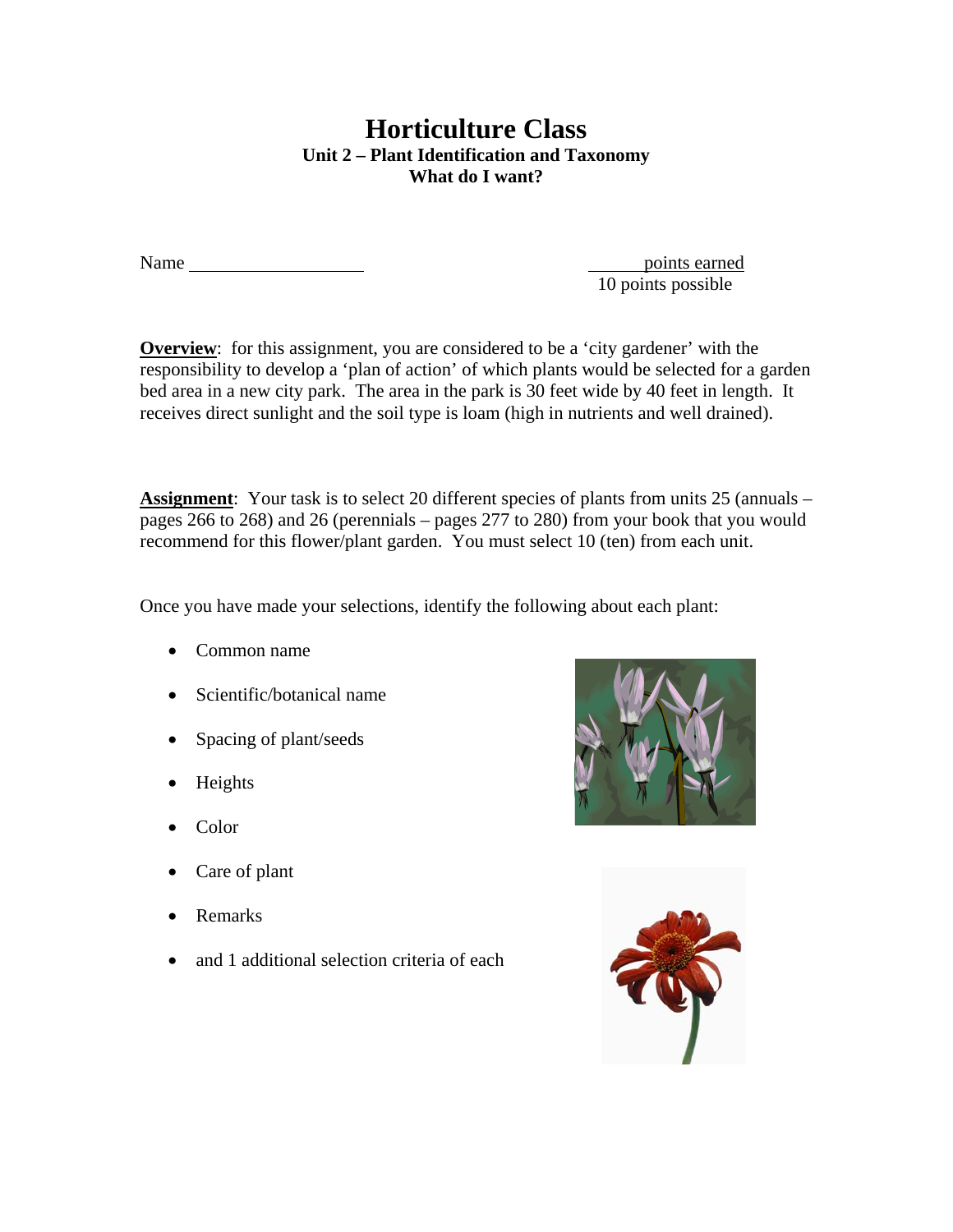# Horticulture Class

### Unit 2 – Plant Identification and Taxonomy

### What do I want?

Name ____________________

______ points earned
10 points possible

**Overview**: for this assignment, you are considered to be a 'city gardener' with the responsibility to develop a 'plan of action' of which plants would be selected for a garden bed area in a new city park. The area in the park is 30 feet wide by 40 feet in length. It receives direct sunlight and the soil type is loam (high in nutrients and well drained).

**Assignment**: Your task is to select 20 different species of plants from units 25 (annuals – pages 266 to 268) and 26 (perennials – pages 277 to 280) from your book that you would recommend for this flower/plant garden. You must select 10 (ten) from each unit.

Once you have made your selections, identify the following about each plant:

- Common name
- Scientific/botanical name
- Spacing of plant/seeds
- Heights
- Color
- Care of plant
- Remarks
- and 1 additional selection criteria of each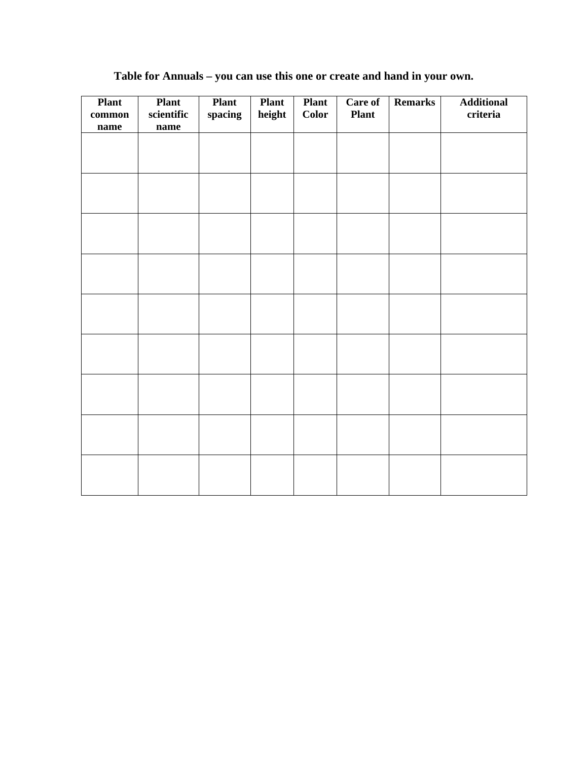**Table for Annuals – you can use this one or create and hand in your own.**

| Plant common name | Plant scientific name | Plant spacing | Plant height | Plant Color | Care of Plant | Remarks | Additional criteria |
|---|---|---|---|---|---|---|---|
| | | | | | | | |
| | | | | | | | |
| | | | | | | | |
| | | | | | | | |
| | | | | | | | |
| | | | | | | | |
| | | | | | | | |
| | | | | | | | |
| | | | | | | | |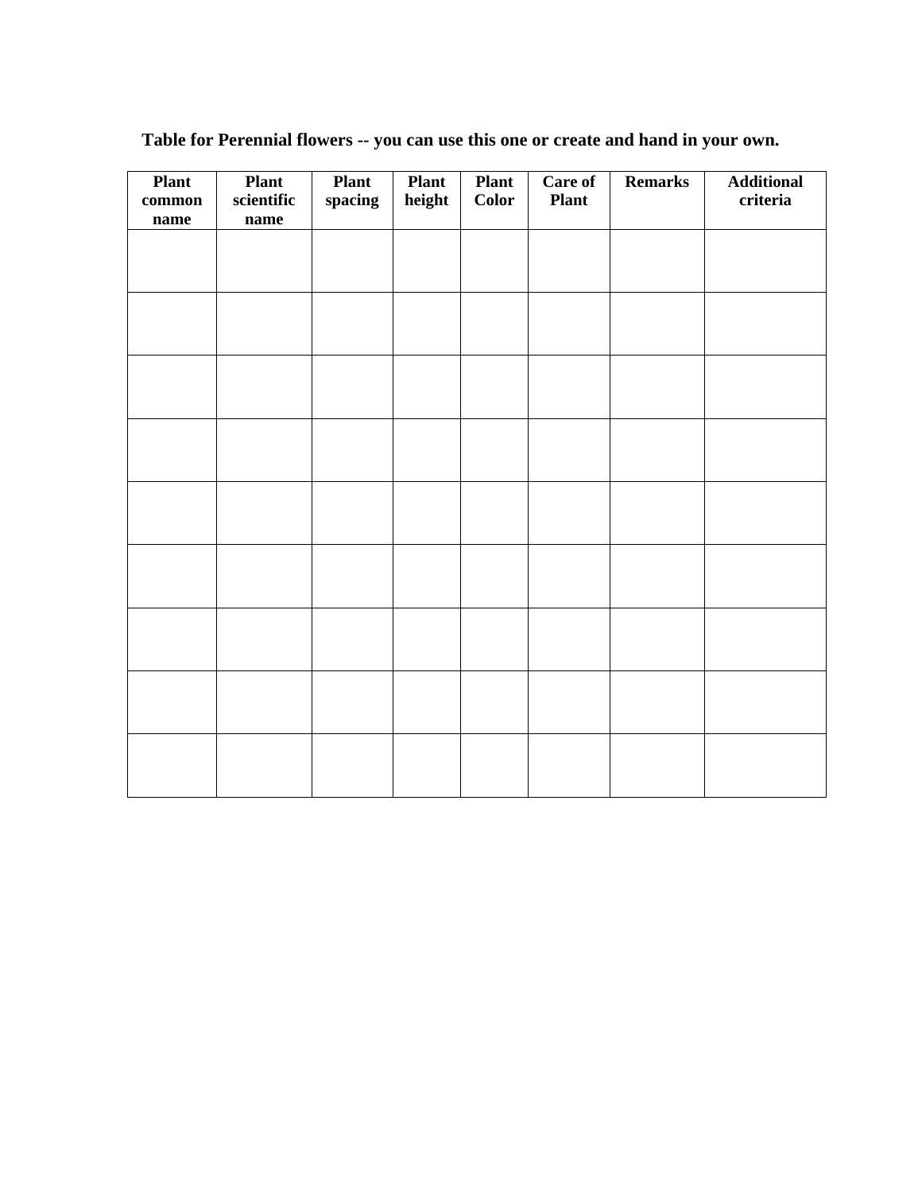**Table for Perennial flowers -- you can use this one or create and hand in your own.**

| Plant common name | Plant scientific name | Plant spacing | Plant height | Plant Color | Care of Plant | Remarks | Additional criteria |
|---|---|---|---|---|---|---|---|
| | | | | | | | |
| | | | | | | | |
| | | | | | | | |
| | | | | | | | |
| | | | | | | | |
| | | | | | | | |
| | | | | | | | |
| | | | | | | | |
| | | | | | | | |